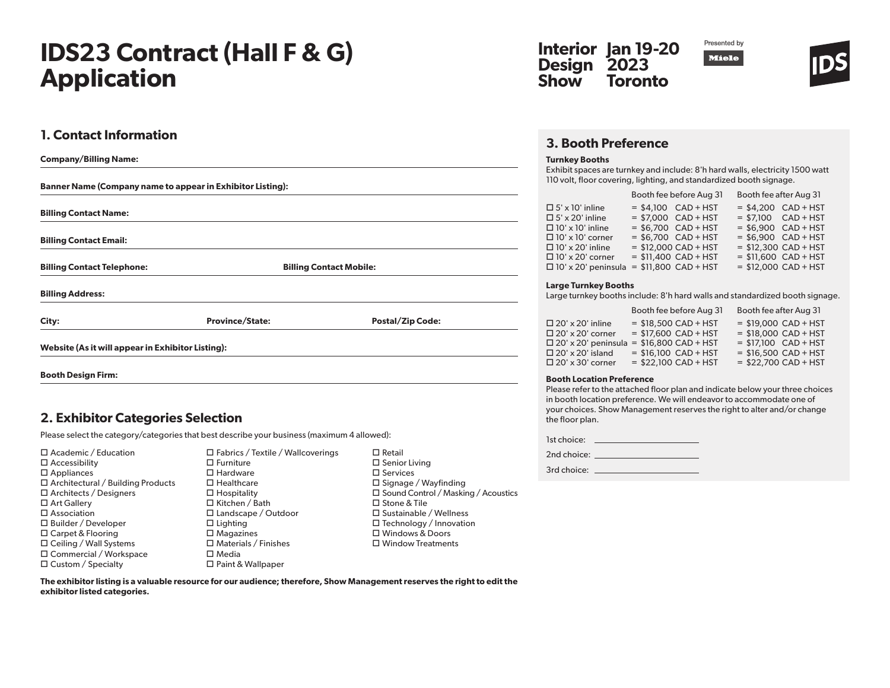# IDS23 Contract (Hall F & G) Application

Interior Design Show Jan 19-20 2023 Toronto

Presented by Miele

IDS

## 1. Contact Information

**Company/Billing Name:**

**Banner Name (Company name to appear in Exhibitor Listing):**

**Billing Contact Name:**

**Billing Contact Email:**

**Billing Contact Telephone:** **Billing Contact Mobile:**

**Billing Address:**

**City:** **Province/State:** **Postal/Zip Code:**

**Website (As it will appear in Exhibitor Listing):**

**Booth Design Firm:**

## 2. Exhibitor Categories Selection

Please select the category/categories that best describe your business (maximum 4 allowed):

- ☐ Academic / Education
- ☐ Accessibility
- ☐ Appliances
- ☐ Architectural / Building Products
- ☐ Architects / Designers
- ☐ Art Gallery
- ☐ Association
- ☐ Builder / Developer
- ☐ Carpet & Flooring
- ☐ Ceiling / Wall Systems
- ☐ Commercial / Workspace
- ☐ Custom / Specialty
- ☐ Fabrics / Textile / Wallcoverings
- ☐ Furniture
- ☐ Hardware
- ☐ Healthcare
- ☐ Hospitality
- ☐ Kitchen / Bath
- ☐ Landscape / Outdoor
- ☐ Lighting
- ☐ Magazines
- ☐ Materials / Finishes
- ☐ Media
- ☐ Paint & Wallpaper
- ☐ Retail
- ☐ Senior Living
- ☐ Services
- ☐ Signage / Wayfinding
- ☐ Sound Control / Masking / Acoustics
- ☐ Stone & Tile
- ☐ Sustainable / Wellness
- ☐ Technology / Innovation
- ☐ Windows & Doors
- ☐ Window Treatments

**The exhibitor listing is a valuable resource for our audience; therefore, Show Management reserves the right to edit the exhibitor listed categories.**

## 3. Booth Preference

**Turnkey Booths**

Exhibit spaces are turnkey and include: 8'h hard walls, electricity 1500 watt 110 volt, floor covering, lighting, and standardized booth signage.

| | Booth fee before Aug 31 | Booth fee after Aug 31 |
|---|---|---|
| ☐ 5' x 10' inline | = $4,100 CAD + HST | = $4,200 CAD + HST |
| ☐ 5' x 20' inline | = $7,000 CAD + HST | = $7,100 CAD + HST |
| ☐ 10' x 10' inline | = $6,700 CAD + HST | = $6,900 CAD + HST |
| ☐ 10' x 10' corner | = $6,700 CAD + HST | = $6,900 CAD + HST |
| ☐ 10' x 20' inline | = $12,000 CAD + HST | = $12,300 CAD + HST |
| ☐ 10' x 20' corner | = $11,400 CAD + HST | = $11,600 CAD + HST |
| ☐ 10' x 20' peninsula | = $11,800 CAD + HST | = $12,000 CAD + HST |

**Large Turnkey Booths**

Large turnkey booths include: 8'h hard walls and standardized booth signage.

| | Booth fee before Aug 31 | Booth fee after Aug 31 |
|---|---|---|
| ☐ 20' x 20' inline | = $18,500 CAD + HST | = $19,000 CAD + HST |
| ☐ 20' x 20' corner | = $17,600 CAD + HST | = $18,000 CAD + HST |
| ☐ 20' x 20' peninsula | = $16,800 CAD + HST | = $17,100 CAD + HST |
| ☐ 20' x 20' island | = $16,100 CAD + HST | = $16,500 CAD + HST |
| ☐ 20' x 30' corner | = $22,100 CAD + HST | = $22,700 CAD + HST |

**Booth Location Preference**

Please refer to the attached floor plan and indicate below your three choices in booth location preference. We will endeavor to accommodate one of your choices. Show Management reserves the right to alter and/or change the floor plan.

1st choice: ____________________

2nd choice: ____________________

3rd choice: ____________________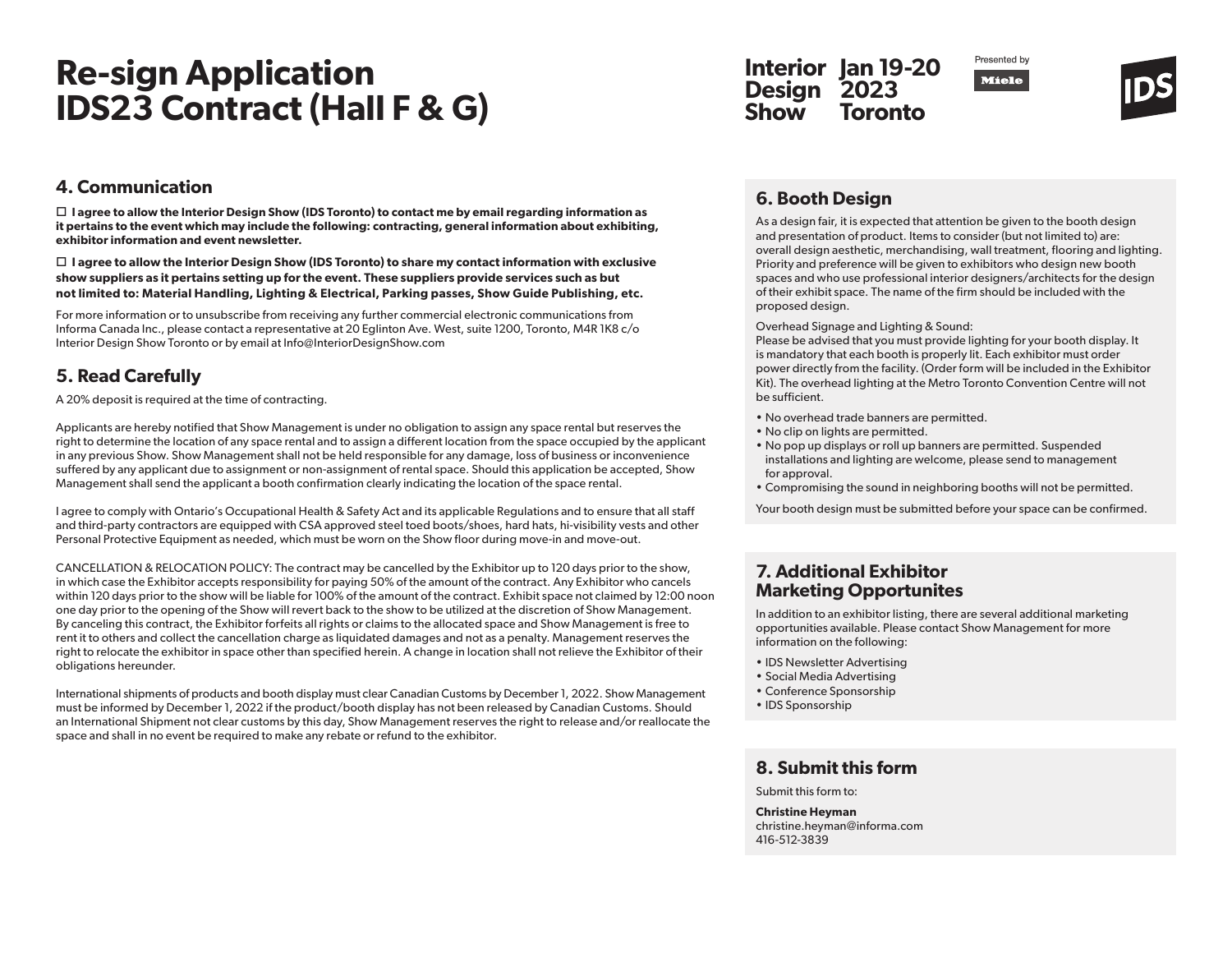# Re-sign Application IDS23 Contract (Hall F & G)

Interior Design Show Jan 19-20 2023 Toronto

Presented by Miele

## 4. Communication

☐ **I agree to allow the Interior Design Show (IDS Toronto) to contact me by email regarding information as it pertains to the event which may include the following: contracting, general information about exhibiting, exhibitor information and event newsletter.**

☐ **I agree to allow the Interior Design Show (IDS Toronto) to share my contact information with exclusive show suppliers as it pertains setting up for the event. These suppliers provide services such as but not limited to: Material Handling, Lighting & Electrical, Parking passes, Show Guide Publishing, etc.**

For more information or to unsubscribe from receiving any further commercial electronic communications from Informa Canada Inc., please contact a representative at 20 Eglinton Ave. West, suite 1200, Toronto, M4R 1K8 c/o Interior Design Show Toronto or by email at Info@InteriorDesignShow.com

## 5. Read Carefully

A 20% deposit is required at the time of contracting.

Applicants are hereby notified that Show Management is under no obligation to assign any space rental but reserves the right to determine the location of any space rental and to assign a different location from the space occupied by the applicant in any previous Show. Show Management shall not be held responsible for any damage, loss of business or inconvenience suffered by any applicant due to assignment or non-assignment of rental space. Should this application be accepted, Show Management shall send the applicant a booth confirmation clearly indicating the location of the space rental.

I agree to comply with Ontario's Occupational Health & Safety Act and its applicable Regulations and to ensure that all staff and third-party contractors are equipped with CSA approved steel toed boots/shoes, hard hats, hi-visibility vests and other Personal Protective Equipment as needed, which must be worn on the Show floor during move-in and move-out.

CANCELLATION & RELOCATION POLICY: The contract may be cancelled by the Exhibitor up to 120 days prior to the show, in which case the Exhibitor accepts responsibility for paying 50% of the amount of the contract. Any Exhibitor who cancels within 120 days prior to the show will be liable for 100% of the amount of the contract. Exhibit space not claimed by 12:00 noon one day prior to the opening of the Show will revert back to the show to be utilized at the discretion of Show Management. By canceling this contract, the Exhibitor forfeits all rights or claims to the allocated space and Show Management is free to rent it to others and collect the cancellation charge as liquidated damages and not as a penalty. Management reserves the right to relocate the exhibitor in space other than specified herein. A change in location shall not relieve the Exhibitor of their obligations hereunder.

International shipments of products and booth display must clear Canadian Customs by December 1, 2022. Show Management must be informed by December 1, 2022 if the product/booth display has not been released by Canadian Customs. Should an International Shipment not clear customs by this day, Show Management reserves the right to release and/or reallocate the space and shall in no event be required to make any rebate or refund to the exhibitor.

## 6. Booth Design

As a design fair, it is expected that attention be given to the booth design and presentation of product. Items to consider (but not limited to) are: overall design aesthetic, merchandising, wall treatment, flooring and lighting. Priority and preference will be given to exhibitors who design new booth spaces and who use professional interior designers/architects for the design of their exhibit space. The name of the firm should be included with the proposed design.

Overhead Signage and Lighting & Sound:
Please be advised that you must provide lighting for your booth display. It is mandatory that each booth is properly lit. Each exhibitor must order power directly from the facility. (Order form will be included in the Exhibitor Kit). The overhead lighting at the Metro Toronto Convention Centre will not be sufficient.

- No overhead trade banners are permitted.
- No clip on lights are permitted.
- No pop up displays or roll up banners are permitted. Suspended installations and lighting are welcome, please send to management for approval.
- Compromising the sound in neighboring booths will not be permitted.

Your booth design must be submitted before your space can be confirmed.

## 7. Additional Exhibitor Marketing Opportunites

In addition to an exhibitor listing, there are several additional marketing opportunities available. Please contact Show Management for more information on the following:

- IDS Newsletter Advertising
- Social Media Advertising
- Conference Sponsorship
- IDS Sponsorship

## 8. Submit this form

Submit this form to:

**Christine Heyman**
christine.heyman@informa.com
416-512-3839